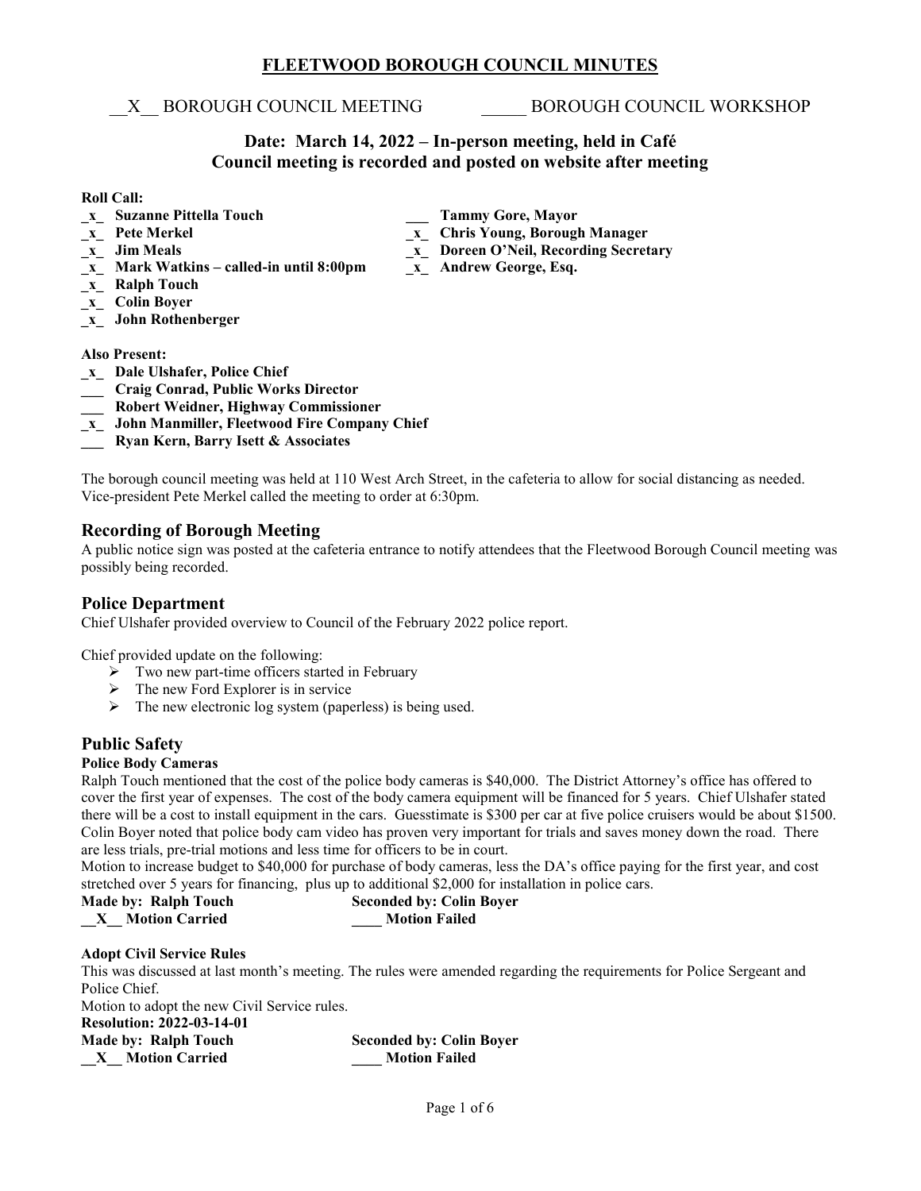# FLEETWOOD BOROUGH COUNCIL MINUTES

\_\_X\_\_ BOROUGH COUNCIL MEETING \_\_\_\_\_ BOROUGH COUNCIL WORKSHOP

## Date: March 14, 2022 – In-person meeting, held in Café
## Council meeting is recorded and posted on website after meeting

**Roll Call:**

- **\_x\_ Suzanne Pittella Touch**
- **\_x\_ Pete Merkel**
- **\_x\_ Jim Meals**
- **\_x\_ Mark Watkins – called-in until 8:00pm**
- **\_x\_ Ralph Touch**
- **\_x\_ Colin Boyer**
- **\_x\_ John Rothenberger**
- **\_\_\_ Tammy Gore, Mayor**
- **\_x\_ Chris Young, Borough Manager**
- **\_x\_ Doreen O'Neil, Recording Secretary**
- **\_x\_ Andrew George, Esq.**

**Also Present:**

- **\_x\_ Dale Ulshafer, Police Chief**
- **\_\_\_ Craig Conrad, Public Works Director**
- **\_\_\_ Robert Weidner, Highway Commissioner**
- **\_x\_ John Manmiller, Fleetwood Fire Company Chief**
- **\_\_\_ Ryan Kern, Barry Isett & Associates**

The borough council meeting was held at 110 West Arch Street, in the cafeteria to allow for social distancing as needed. Vice-president Pete Merkel called the meeting to order at 6:30pm.

## Recording of Borough Meeting

A public notice sign was posted at the cafeteria entrance to notify attendees that the Fleetwood Borough Council meeting was possibly being recorded.

## Police Department

Chief Ulshafer provided overview to Council of the February 2022 police report.

Chief provided update on the following:

- Two new part-time officers started in February
- The new Ford Explorer is in service
- The new electronic log system (paperless) is being used.

## Public Safety

**Police Body Cameras**

Ralph Touch mentioned that the cost of the police body cameras is $40,000. The District Attorney's office has offered to cover the first year of expenses. The cost of the body camera equipment will be financed for 5 years. Chief Ulshafer stated there will be a cost to install equipment in the cars. Guesstimate is $300 per car at five police cruisers would be about $1500. Colin Boyer noted that police body cam video has proven very important for trials and saves money down the road. There are less trials, pre-trial motions and less time for officers to be in court.

Motion to increase budget to $40,000 for purchase of body cameras, less the DA's office paying for the first year, and cost stretched over 5 years for financing, plus up to additional $2,000 for installation in police cars.

**Made by: Ralph Touch** **Seconded by: Colin Boyer**

**\_\_X\_\_ Motion Carried** **\_\_\_\_ Motion Failed**

**Adopt Civil Service Rules**

This was discussed at last month's meeting. The rules were amended regarding the requirements for Police Sergeant and Police Chief.

Motion to adopt the new Civil Service rules.

**Resolution: 2022-03-14-01**

**Made by: Ralph Touch** **Seconded by: Colin Boyer**

**\_\_X\_\_ Motion Carried** **\_\_\_\_ Motion Failed**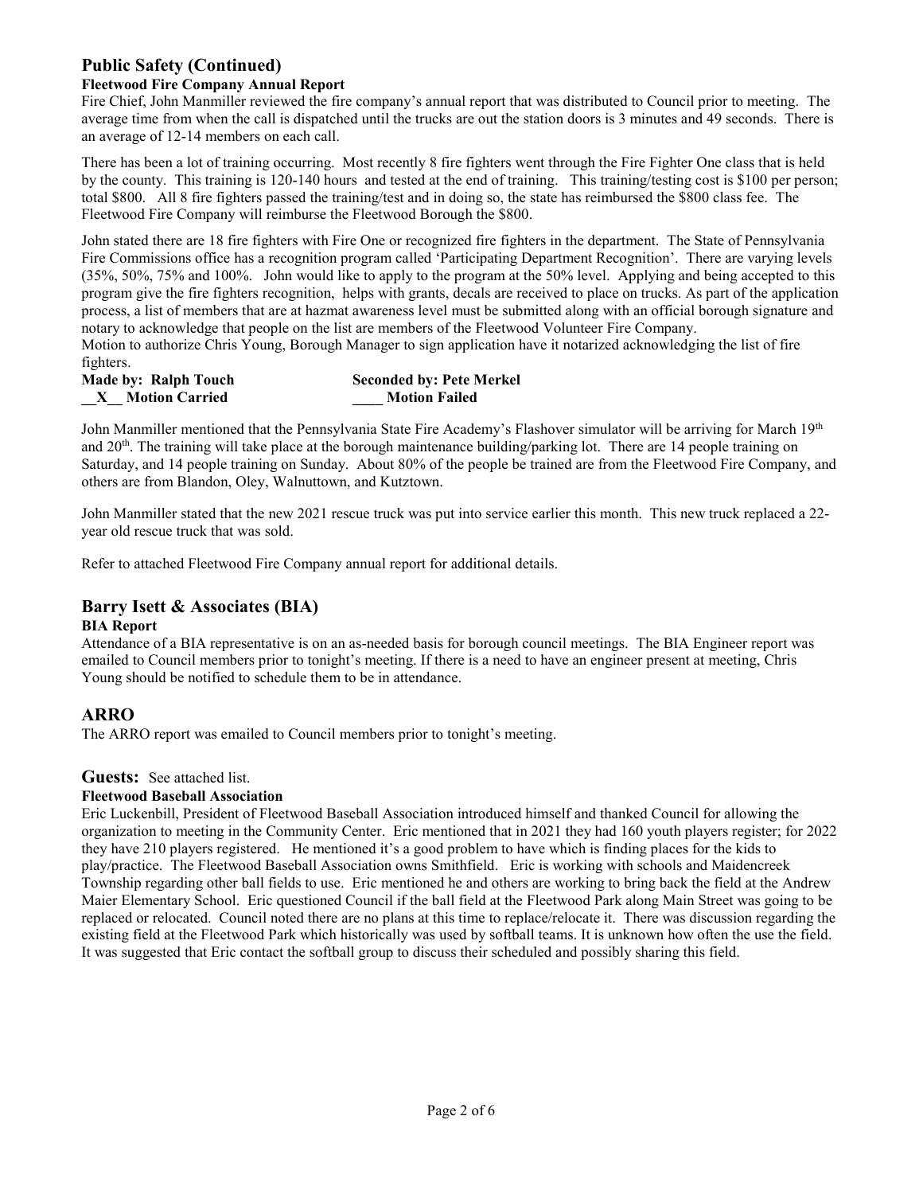## Public Safety (Continued)

### Fleetwood Fire Company Annual Report

Fire Chief, John Manmiller reviewed the fire company's annual report that was distributed to Council prior to meeting. The average time from when the call is dispatched until the trucks are out the station doors is 3 minutes and 49 seconds. There is an average of 12-14 members on each call.

There has been a lot of training occurring. Most recently 8 fire fighters went through the Fire Fighter One class that is held by the county. This training is 120-140 hours and tested at the end of training. This training/testing cost is $100 per person; total $800. All 8 fire fighters passed the training/test and in doing so, the state has reimbursed the $800 class fee. The Fleetwood Fire Company will reimburse the Fleetwood Borough the $800.

John stated there are 18 fire fighters with Fire One or recognized fire fighters in the department. The State of Pennsylvania Fire Commissions office has a recognition program called 'Participating Department Recognition'. There are varying levels (35%, 50%, 75% and 100%. John would like to apply to the program at the 50% level. Applying and being accepted to this program give the fire fighters recognition, helps with grants, decals are received to place on trucks. As part of the application process, a list of members that are at hazmat awareness level must be submitted along with an official borough signature and notary to acknowledge that people on the list are members of the Fleetwood Volunteer Fire Company.

Motion to authorize Chris Young, Borough Manager to sign application have it notarized acknowledging the list of fire fighters.

**Made by: Ralph Touch** **Seconded by: Pete Merkel**

**__X__ Motion Carried** **____ Motion Failed**

John Manmiller mentioned that the Pennsylvania State Fire Academy's Flashover simulator will be arriving for March 19th and 20th. The training will take place at the borough maintenance building/parking lot. There are 14 people training on Saturday, and 14 people training on Sunday. About 80% of the people be trained are from the Fleetwood Fire Company, and others are from Blandon, Oley, Walnuttown, and Kutztown.

John Manmiller stated that the new 2021 rescue truck was put into service earlier this month. This new truck replaced a 22-year old rescue truck that was sold.

Refer to attached Fleetwood Fire Company annual report for additional details.

## Barry Isett & Associates (BIA)

### BIA Report

Attendance of a BIA representative is on an as-needed basis for borough council meetings. The BIA Engineer report was emailed to Council members prior to tonight's meeting. If there is a need to have an engineer present at meeting, Chris Young should be notified to schedule them to be in attendance.

## ARRO

The ARRO report was emailed to Council members prior to tonight's meeting.

## Guests: See attached list.

### Fleetwood Baseball Association

Eric Luckenbill, President of Fleetwood Baseball Association introduced himself and thanked Council for allowing the organization to meeting in the Community Center. Eric mentioned that in 2021 they had 160 youth players register; for 2022 they have 210 players registered. He mentioned it's a good problem to have which is finding places for the kids to play/practice. The Fleetwood Baseball Association owns Smithfield. Eric is working with schools and Maidencreek Township regarding other ball fields to use. Eric mentioned he and others are working to bring back the field at the Andrew Maier Elementary School. Eric questioned Council if the ball field at the Fleetwood Park along Main Street was going to be replaced or relocated. Council noted there are no plans at this time to replace/relocate it. There was discussion regarding the existing field at the Fleetwood Park which historically was used by softball teams. It is unknown how often the use the field. It was suggested that Eric contact the softball group to discuss their scheduled and possibly sharing this field.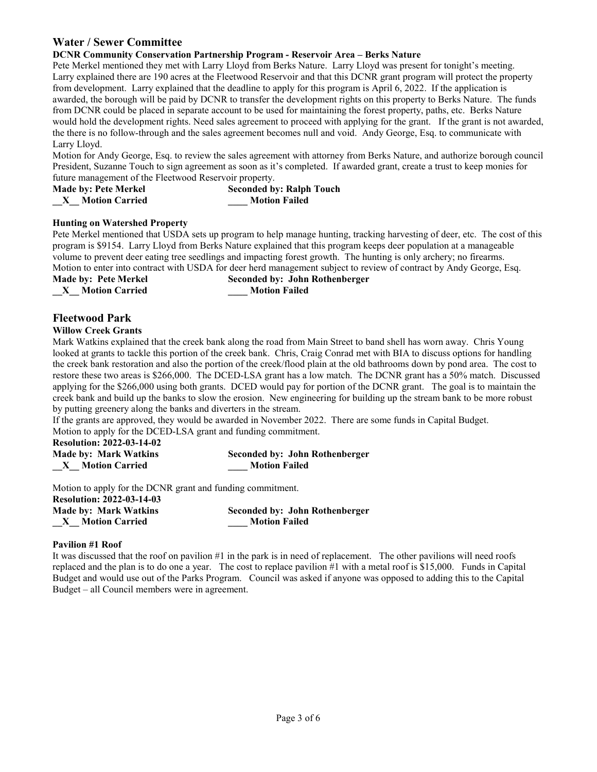## Water / Sewer Committee

**DCNR Community Conservation Partnership Program - Reservoir Area – Berks Nature**

Pete Merkel mentioned they met with Larry Lloyd from Berks Nature. Larry Lloyd was present for tonight's meeting. Larry explained there are 190 acres at the Fleetwood Reservoir and that this DCNR grant program will protect the property from development. Larry explained that the deadline to apply for this program is April 6, 2022. If the application is awarded, the borough will be paid by DCNR to transfer the development rights on this property to Berks Nature. The funds from DCNR could be placed in separate account to be used for maintaining the forest property, paths, etc. Berks Nature would hold the development rights. Need sales agreement to proceed with applying for the grant. If the grant is not awarded, the there is no follow-through and the sales agreement becomes null and void. Andy George, Esq. to communicate with Larry Lloyd.

Motion for Andy George, Esq. to review the sales agreement with attorney from Berks Nature, and authorize borough council President, Suzanne Touch to sign agreement as soon as it's completed. If awarded grant, create a trust to keep monies for future management of the Fleetwood Reservoir property.

**Made by: Pete Merkel** **Seconded by: Ralph Touch**

**__X__ Motion Carried** **____ Motion Failed**

**Hunting on Watershed Property**

Pete Merkel mentioned that USDA sets up program to help manage hunting, tracking harvesting of deer, etc. The cost of this program is $9154. Larry Lloyd from Berks Nature explained that this program keeps deer population at a manageable volume to prevent deer eating tree seedlings and impacting forest growth. The hunting is only archery; no firearms.

Motion to enter into contract with USDA for deer herd management subject to review of contract by Andy George, Esq.

**Made by: Pete Merkel** **Seconded by: John Rothenberger**

**__X__ Motion Carried** **____ Motion Failed**

## Fleetwood Park

**Willow Creek Grants**

Mark Watkins explained that the creek bank along the road from Main Street to band shell has worn away. Chris Young looked at grants to tackle this portion of the creek bank. Chris, Craig Conrad met with BIA to discuss options for handling the creek bank restoration and also the portion of the creek/flood plain at the old bathrooms down by pond area. The cost to restore these two areas is $266,000. The DCED-LSA grant has a low match. The DCNR grant has a 50% match. Discussed applying for the $266,000 using both grants. DCED would pay for portion of the DCNR grant. The goal is to maintain the creek bank and build up the banks to slow the erosion. New engineering for building up the stream bank to be more robust by putting greenery along the banks and diverters in the stream.

If the grants are approved, they would be awarded in November 2022. There are some funds in Capital Budget.

Motion to apply for the DCED-LSA grant and funding commitment.

**Resolution: 2022-03-14-02**

**Made by: Mark Watkins** **Seconded by: John Rothenberger**

**__X__ Motion Carried** **____ Motion Failed**

Motion to apply for the DCNR grant and funding commitment.

**Resolution: 2022-03-14-03**

**Made by: Mark Watkins** **Seconded by: John Rothenberger**

**__X__ Motion Carried** **____ Motion Failed**

**Pavilion #1 Roof**

It was discussed that the roof on pavilion #1 in the park is in need of replacement. The other pavilions will need roofs replaced and the plan is to do one a year. The cost to replace pavilion #1 with a metal roof is $15,000. Funds in Capital Budget and would use out of the Parks Program. Council was asked if anyone was opposed to adding this to the Capital Budget – all Council members were in agreement.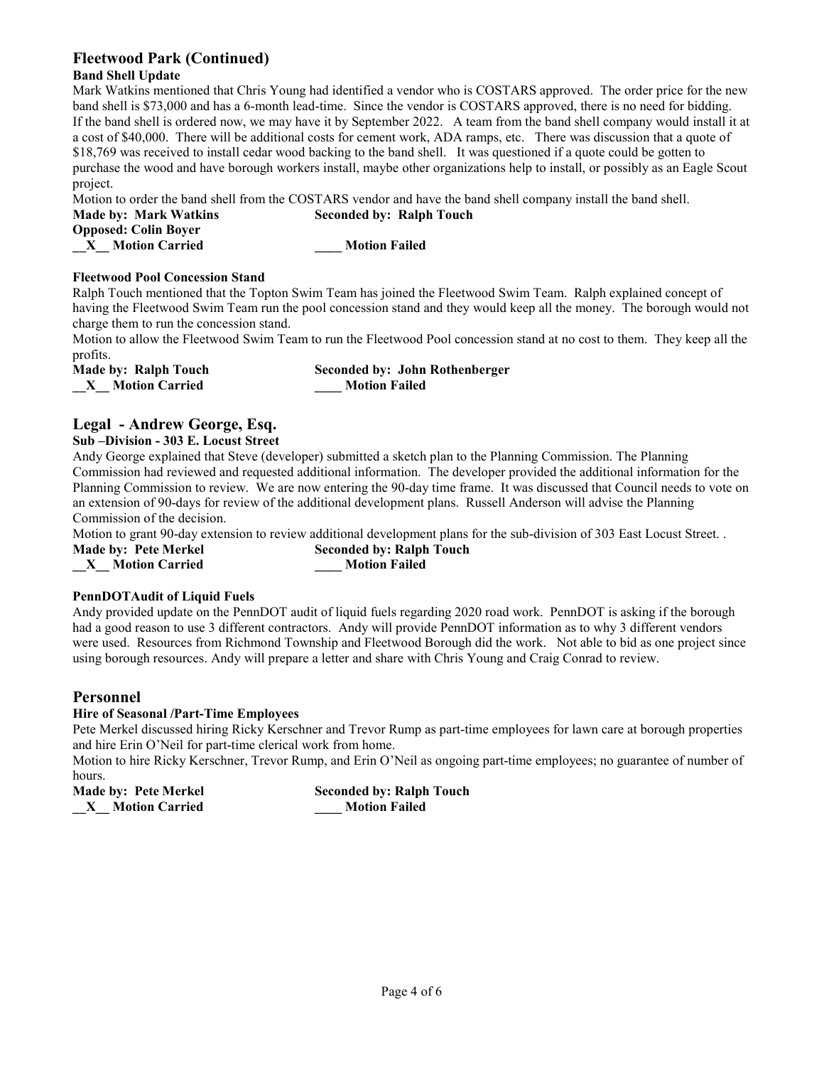## Fleetwood Park (Continued)

### Band Shell Update

Mark Watkins mentioned that Chris Young had identified a vendor who is COSTARS approved. The order price for the new band shell is $73,000 and has a 6-month lead-time. Since the vendor is COSTARS approved, there is no need for bidding. If the band shell is ordered now, we may have it by September 2022. A team from the band shell company would install it at a cost of $40,000. There will be additional costs for cement work, ADA ramps, etc. There was discussion that a quote of $18,769 was received to install cedar wood backing to the band shell. It was questioned if a quote could be gotten to purchase the wood and have borough workers install, maybe other organizations help to install, or possibly as an Eagle Scout project.

Motion to order the band shell from the COSTARS vendor and have the band shell company install the band shell.

**Made by: Mark Watkins** **Seconded by: Ralph Touch**

**Opposed: Colin Boyer**

**__X__ Motion Carried** **____ Motion Failed**

### Fleetwood Pool Concession Stand

Ralph Touch mentioned that the Topton Swim Team has joined the Fleetwood Swim Team. Ralph explained concept of having the Fleetwood Swim Team run the pool concession stand and they would keep all the money. The borough would not charge them to run the concession stand.

Motion to allow the Fleetwood Swim Team to run the Fleetwood Pool concession stand at no cost to them. They keep all the profits.

**Made by: Ralph Touch** **Seconded by: John Rothenberger**

**__X__ Motion Carried** **____ Motion Failed**

## Legal - Andrew George, Esq.

### Sub –Division - 303 E. Locust Street

Andy George explained that Steve (developer) submitted a sketch plan to the Planning Commission. The Planning Commission had reviewed and requested additional information. The developer provided the additional information for the Planning Commission to review. We are now entering the 90-day time frame. It was discussed that Council needs to vote on an extension of 90-days for review of the additional development plans. Russell Anderson will advise the Planning Commission of the decision.

Motion to grant 90-day extension to review additional development plans for the sub-division of 303 East Locust Street. .

**Made by: Pete Merkel** **Seconded by: Ralph Touch**

**__X__ Motion Carried** **____ Motion Failed**

### PennDOTAudit of Liquid Fuels

Andy provided update on the PennDOT audit of liquid fuels regarding 2020 road work. PennDOT is asking if the borough had a good reason to use 3 different contractors. Andy will provide PennDOT information as to why 3 different vendors were used. Resources from Richmond Township and Fleetwood Borough did the work. Not able to bid as one project since using borough resources. Andy will prepare a letter and share with Chris Young and Craig Conrad to review.

## Personnel

### Hire of Seasonal /Part-Time Employees

Pete Merkel discussed hiring Ricky Kerschner and Trevor Rump as part-time employees for lawn care at borough properties and hire Erin O'Neil for part-time clerical work from home.

Motion to hire Ricky Kerschner, Trevor Rump, and Erin O'Neil as ongoing part-time employees; no guarantee of number of hours.

**Made by: Pete Merkel** **Seconded by: Ralph Touch**

**__X__ Motion Carried** **____ Motion Failed**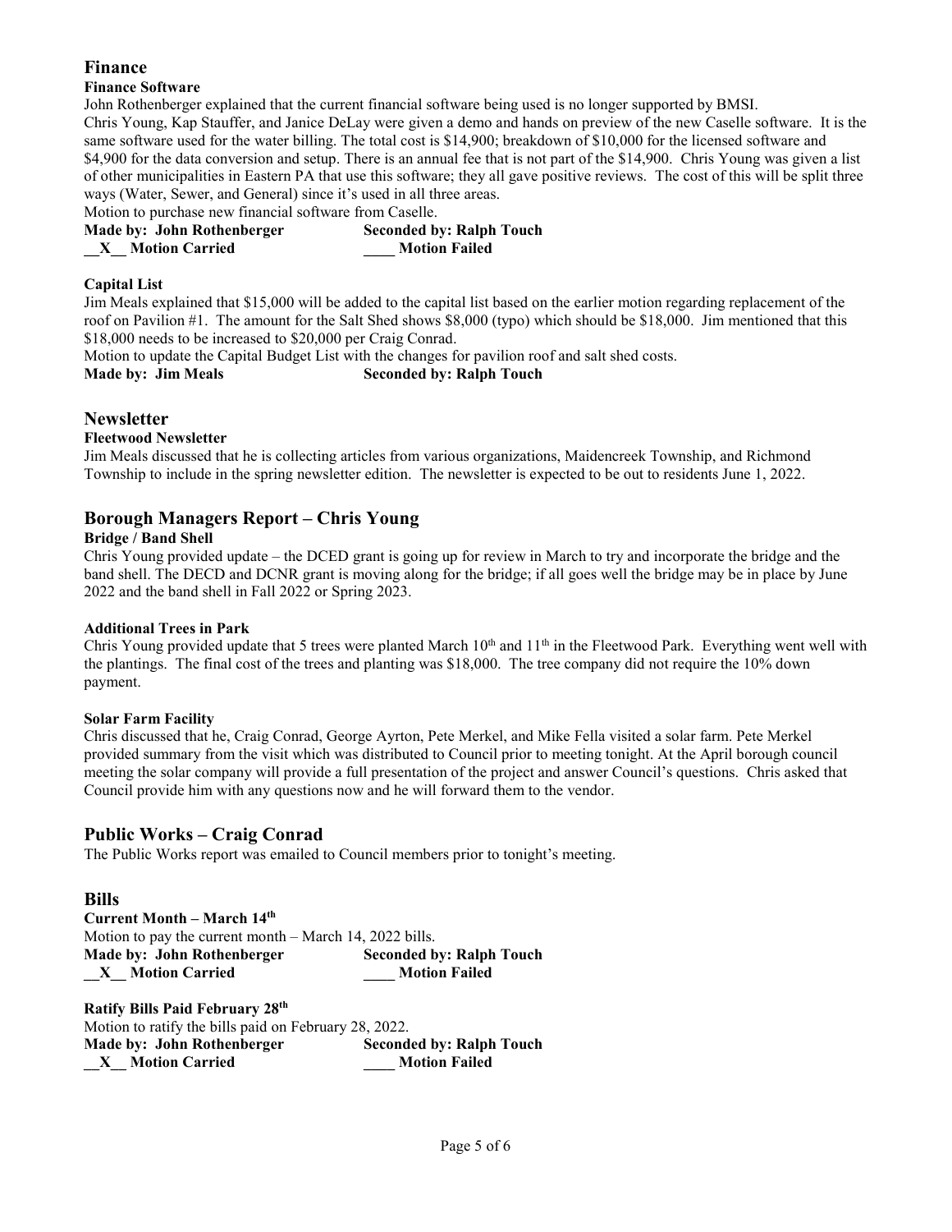## Finance

### Finance Software

John Rothenberger explained that the current financial software being used is no longer supported by BMSI.

Chris Young, Kap Stauffer, and Janice DeLay were given a demo and hands on preview of the new Caselle software. It is the same software used for the water billing. The total cost is $14,900; breakdown of $10,000 for the licensed software and $4,900 for the data conversion and setup. There is an annual fee that is not part of the $14,900. Chris Young was given a list of other municipalities in Eastern PA that use this software; they all gave positive reviews. The cost of this will be split three ways (Water, Sewer, and General) since it's used in all three areas.

Motion to purchase new financial software from Caselle.

**Made by: John Rothenberger** **Seconded by: Ralph Touch**

**\_\_X\_\_ Motion Carried** **\_\_\_\_ Motion Failed**

### Capital List

Jim Meals explained that $15,000 will be added to the capital list based on the earlier motion regarding replacement of the roof on Pavilion #1. The amount for the Salt Shed shows $8,000 (typo) which should be $18,000. Jim mentioned that this $18,000 needs to be increased to $20,000 per Craig Conrad.

Motion to update the Capital Budget List with the changes for pavilion roof and salt shed costs.

**Made by: Jim Meals** **Seconded by: Ralph Touch**

## Newsletter

### Fleetwood Newsletter

Jim Meals discussed that he is collecting articles from various organizations, Maidencreek Township, and Richmond Township to include in the spring newsletter edition. The newsletter is expected to be out to residents June 1, 2022.

## Borough Managers Report – Chris Young

### Bridge / Band Shell

Chris Young provided update – the DCED grant is going up for review in March to try and incorporate the bridge and the band shell. The DECD and DCNR grant is moving along for the bridge; if all goes well the bridge may be in place by June 2022 and the band shell in Fall 2022 or Spring 2023.

### Additional Trees in Park

Chris Young provided update that 5 trees were planted March 10th and 11th in the Fleetwood Park. Everything went well with the plantings. The final cost of the trees and planting was $18,000. The tree company did not require the 10% down payment.

### Solar Farm Facility

Chris discussed that he, Craig Conrad, George Ayrton, Pete Merkel, and Mike Fella visited a solar farm. Pete Merkel provided summary from the visit which was distributed to Council prior to meeting tonight. At the April borough council meeting the solar company will provide a full presentation of the project and answer Council's questions. Chris asked that Council provide him with any questions now and he will forward them to the vendor.

## Public Works – Craig Conrad

The Public Works report was emailed to Council members prior to tonight's meeting.

## Bills

### Current Month – March 14th

Motion to pay the current month – March 14, 2022 bills.

**Made by: John Rothenberger** **Seconded by: Ralph Touch**

**\_\_X\_\_ Motion Carried** **\_\_\_\_ Motion Failed**

### Ratify Bills Paid February 28th

Motion to ratify the bills paid on February 28, 2022.

**Made by: John Rothenberger** **Seconded by: Ralph Touch**

**\_\_X\_\_ Motion Carried** **\_\_\_\_ Motion Failed**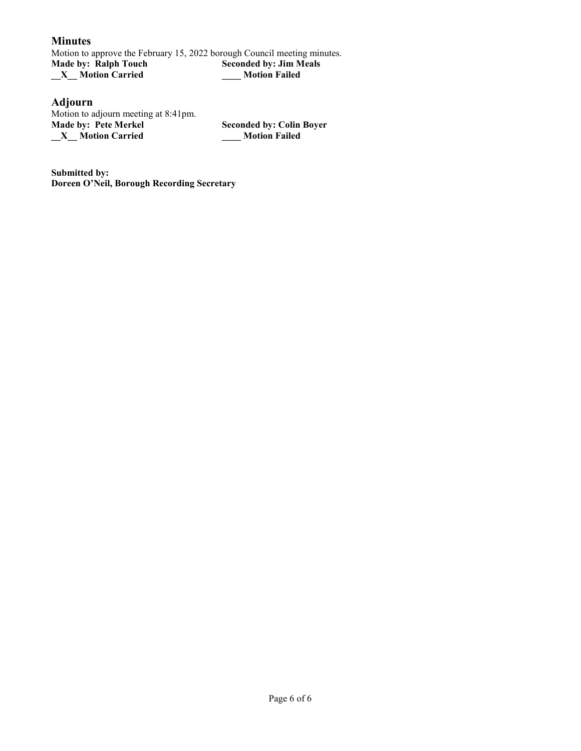## Minutes

Motion to approve the February 15, 2022 borough Council meeting minutes.

**Made by: Ralph Touch** **Seconded by: Jim Meals**

**__X__ Motion Carried** **____ Motion Failed**

## Adjourn

Motion to adjourn meeting at 8:41pm.

**Made by: Pete Merkel** **Seconded by: Colin Boyer**

**__X__ Motion Carried** **____ Motion Failed**

**Submitted by:**
**Doreen O'Neil, Borough Recording Secretary**